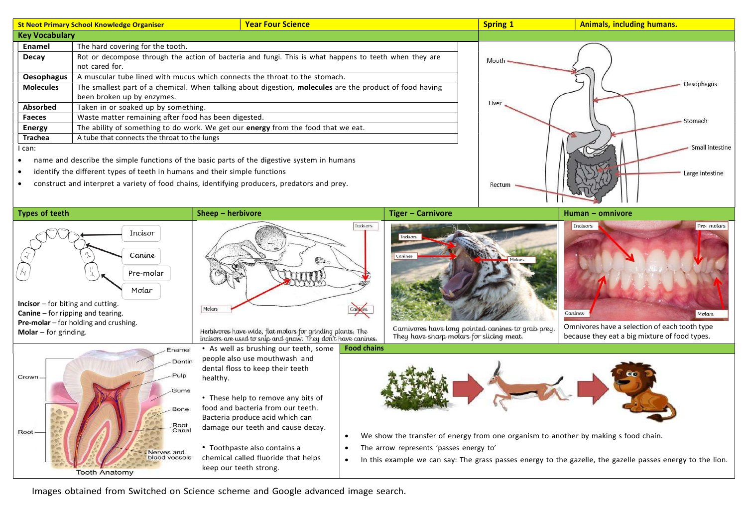| St Neot Primary School Knowledge Organiser | Year Four Science | Spring 1 | Animals, including humans. |
|---|---|---|---|

## Key Vocabulary

| | |
|---|---|
| **Enamel** | The hard covering for the tooth. |
| **Decay** | Rot or decompose through the action of bacteria and fungi. This is what happens to teeth when they are not cared for. |
| **Oesophagus** | A muscular tube lined with mucus which connects the throat to the stomach. |
| **Molecules** | The smallest part of a chemical. When talking about digestion, **molecules** are the product of food having been broken up by enzymes. |
| **Absorbed** | Taken in or soaked up by something. |
| **Faeces** | Waste matter remaining after food has been digested. |
| **Energy** | The ability of something to do work. We get our **energy** from the food that we eat. |
| **Trachea** | A tube that connects the throat to the lungs |

I can:

- name and describe the simple functions of the basic parts of the digestive system in humans
- identify the different types of teeth in humans and their simple functions
- construct and interpret a variety of food chains, identifying producers, predators and prey.

Mouth, Oesophagus, Liver, Stomach, Small intestine, Large intestine, Rectum

## Types of teeth

Incisor, Canine, Pre-molar, Molar

**Incisor** – for biting and cutting.
**Canine** – for ripping and tearing.
**Pre-molar** – for holding and crushing.
**Molar** – for grinding.

## Sheep – herbivore

Incisors, Molars, Canines

Herbivores have wide, flat molars for grinding plants. The incisors are used to snip and gnaw. They don't have canines.

## Tiger – Carnivore

Incisors, Canines, Molars

Carnivores have long pointed canines to grab prey. They have sharp molars for slicing meat.

## Human – omnivore

Incisors, Pre- molars, Canines, Molars

Omnivores have a selection of each tooth type because they eat a big mixture of food types.

Enamel, Dentin, Pulp, Gums, Bone, Root Canal, Nerves and blood vessels, Crown, Root

Tooth Anatomy

- As well as brushing our teeth, some people also use mouthwash and dental floss to keep their teeth healthy.
- These help to remove any bits of food and bacteria from our teeth. Bacteria produce acid which can damage our teeth and cause decay.
- Toothpaste also contains a chemical called fluoride that helps keep our teeth strong.

## Food chains

- We show the transfer of energy from one organism to another by making s food chain.
- The arrow represents 'passes energy to'
- In this example we can say: The grass passes energy to the gazelle, the gazelle passes energy to the lion.

Images obtained from Switched on Science scheme and Google advanced image search.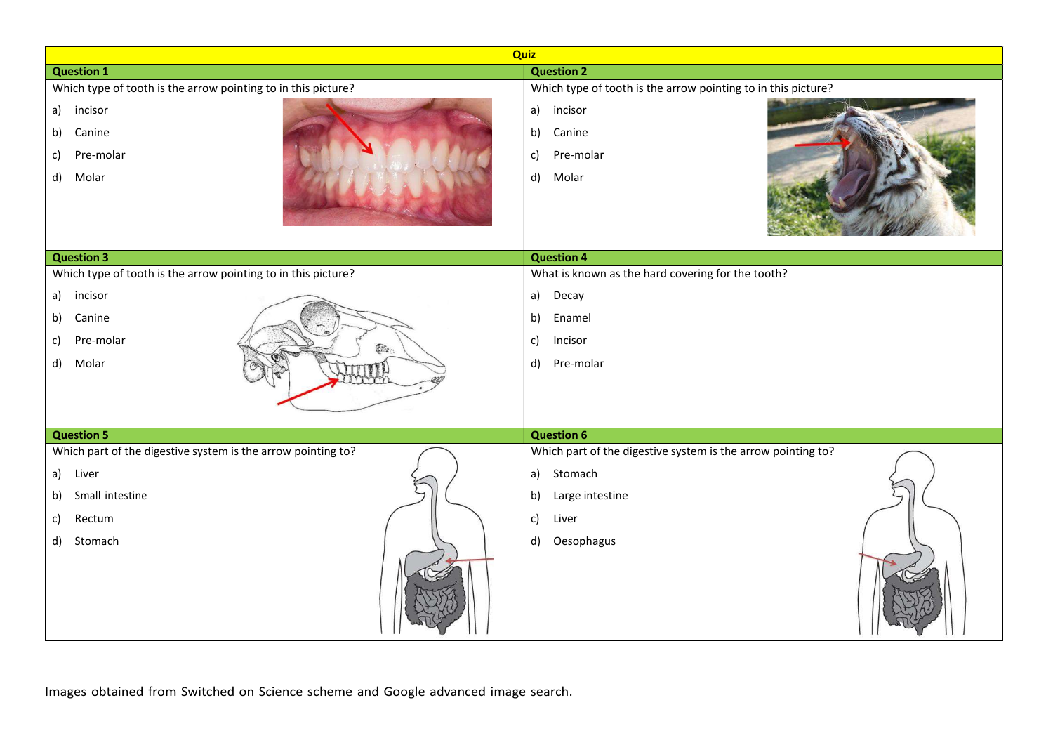# Quiz

## Question 1

Which type of tooth is the arrow pointing to in this picture?

a) incisor

b) Canine

c) Pre-molar

d) Molar

## Question 2

Which type of tooth is the arrow pointing to in this picture?

a) incisor

b) Canine

c) Pre-molar

d) Molar

## Question 3

Which type of tooth is the arrow pointing to in this picture?

a) incisor

b) Canine

c) Pre-molar

d) Molar

## Question 4

What is known as the hard covering for the tooth?

a) Decay

b) Enamel

c) Incisor

d) Pre-molar

## Question 5

Which part of the digestive system is the arrow pointing to?

a) Liver

b) Small intestine

c) Rectum

d) Stomach

## Question 6

Which part of the digestive system is the arrow pointing to?

a) Stomach

b) Large intestine

c) Liver

d) Oesophagus

Images obtained from Switched on Science scheme and Google advanced image search.